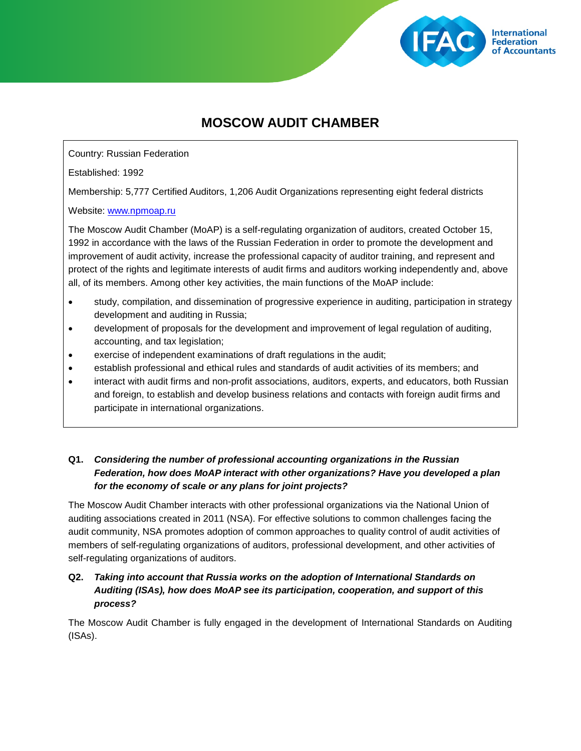# MOSCOW AUDIT CHAMBER

Country: Russian Federation

Established: 1992

Membership: 5,777 Certified Auditors, 1,206 Audit Organizations representing eight federal districts

Website: [www.npmoap.ru](http://www.npmoap.ru)

The Moscow Audit Chamber (MoAP) is a self-regulating organization of auditors, created October 15, 1992 in accordance with the laws of the Russian Federation in order to promote the development and improvement of audit activity, increase the professional capacity of auditor training, and represent and protect of the rights and legitimate interests of audit firms and auditors working independently and, above all, of its members. Among other key activities, the main functions of the MoAP include:

- study, compilation, and dissemination of progressive experience in auditing, participation in strategy development and auditing in Russia;
- development of proposals for the development and improvement of legal regulation of auditing, accounting, and tax legislation;
- exercise of independent examinations of draft regulations in the audit;
- establish professional and ethical rules and standards of audit activities of its members; and
- interact with audit firms and non-profit associations, auditors, experts, and educators, both Russian and foreign, to establish and develop business relations and contacts with foreign audit firms and participate in international organizations.

**Q1. *Considering the number of professional accounting organizations in the Russian Federation, how does MoAP interact with other organizations? Have you developed a plan for the economy of scale or any plans for joint projects?***

The Moscow Audit Chamber interacts with other professional organizations via the National Union of auditing associations created in 2011 (NSA). For effective solutions to common challenges facing the audit community, NSA promotes adoption of common approaches to quality control of audit activities of members of self-regulating organizations of auditors, professional development, and other activities of self-regulating organizations of auditors.

**Q2. *Taking into account that Russia works on the adoption of International Standards on Auditing (ISAs), how does MoAP see its participation, cooperation, and support of this process?***

The Moscow Audit Chamber is fully engaged in the development of International Standards on Auditing (ISAs).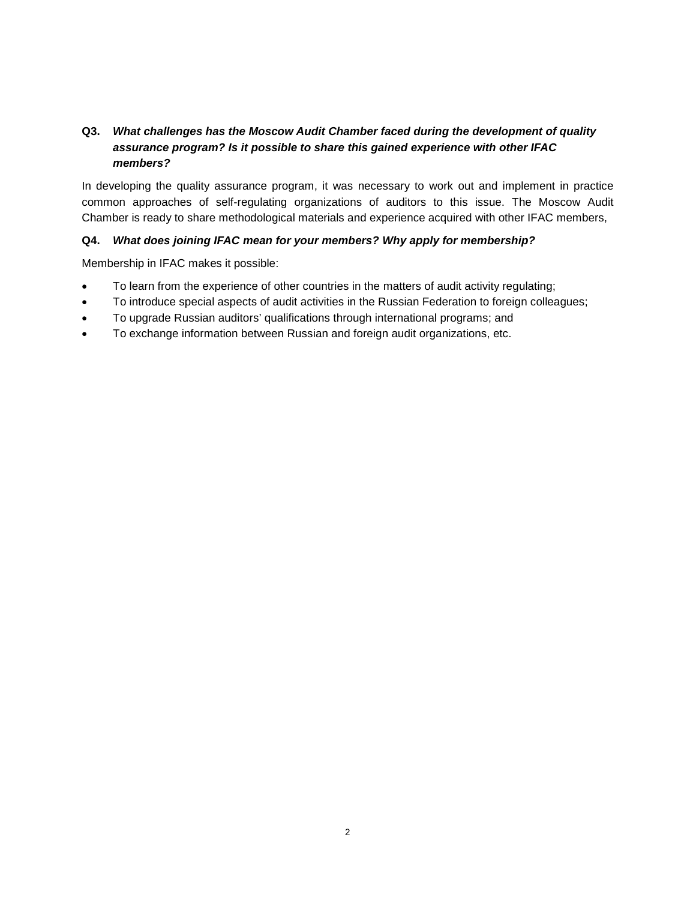**Q3.** ***What challenges has the Moscow Audit Chamber faced during the development of quality assurance program? Is it possible to share this gained experience with other IFAC members?***

In developing the quality assurance program, it was necessary to work out and implement in practice common approaches of self-regulating organizations of auditors to this issue. The Moscow Audit Chamber is ready to share methodological materials and experience acquired with other IFAC members,

**Q4.** ***What does joining IFAC mean for your members? Why apply for membership?***

Membership in IFAC makes it possible:

- To learn from the experience of other countries in the matters of audit activity regulating;
- To introduce special aspects of audit activities in the Russian Federation to foreign colleagues;
- To upgrade Russian auditors' qualifications through international programs; and
- To exchange information between Russian and foreign audit organizations, etc.